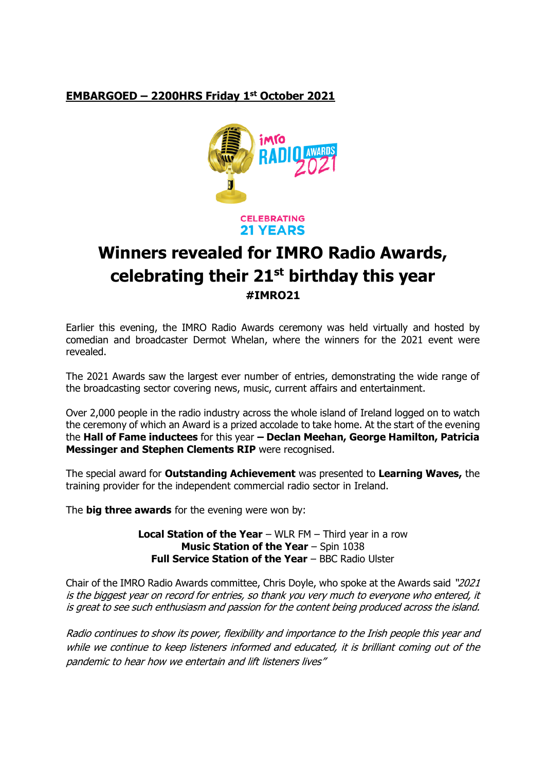**EMBARGOED – 2200HRS Friday 1st October 2021**

CELEBRATING
21 YEARS

# Winners revealed for IMRO Radio Awards, celebrating their 21st birthday this year

**#IMRO21**

Earlier this evening, the IMRO Radio Awards ceremony was held virtually and hosted by comedian and broadcaster Dermot Whelan, where the winners for the 2021 event were revealed.

The 2021 Awards saw the largest ever number of entries, demonstrating the wide range of the broadcasting sector covering news, music, current affairs and entertainment.

Over 2,000 people in the radio industry across the whole island of Ireland logged on to watch the ceremony of which an Award is a prized accolade to take home. At the start of the evening the **Hall of Fame inductees** for this year **– Declan Meehan, George Hamilton, Patricia Messinger and Stephen Clements RIP** were recognised.

The special award for **Outstanding Achievement** was presented to **Learning Waves,** the training provider for the independent commercial radio sector in Ireland.

The **big three awards** for the evening were won by:

**Local Station of the Year** – WLR FM – Third year in a row
**Music Station of the Year** – Spin 1038
**Full Service Station of the Year** – BBC Radio Ulster

Chair of the IMRO Radio Awards committee, Chris Doyle, who spoke at the Awards said *"2021 is the biggest year on record for entries, so thank you very much to everyone who entered, it is great to see such enthusiasm and passion for the content being produced across the island.*

*Radio continues to show its power, flexibility and importance to the Irish people this year and while we continue to keep listeners informed and educated, it is brilliant coming out of the pandemic to hear how we entertain and lift listeners lives"*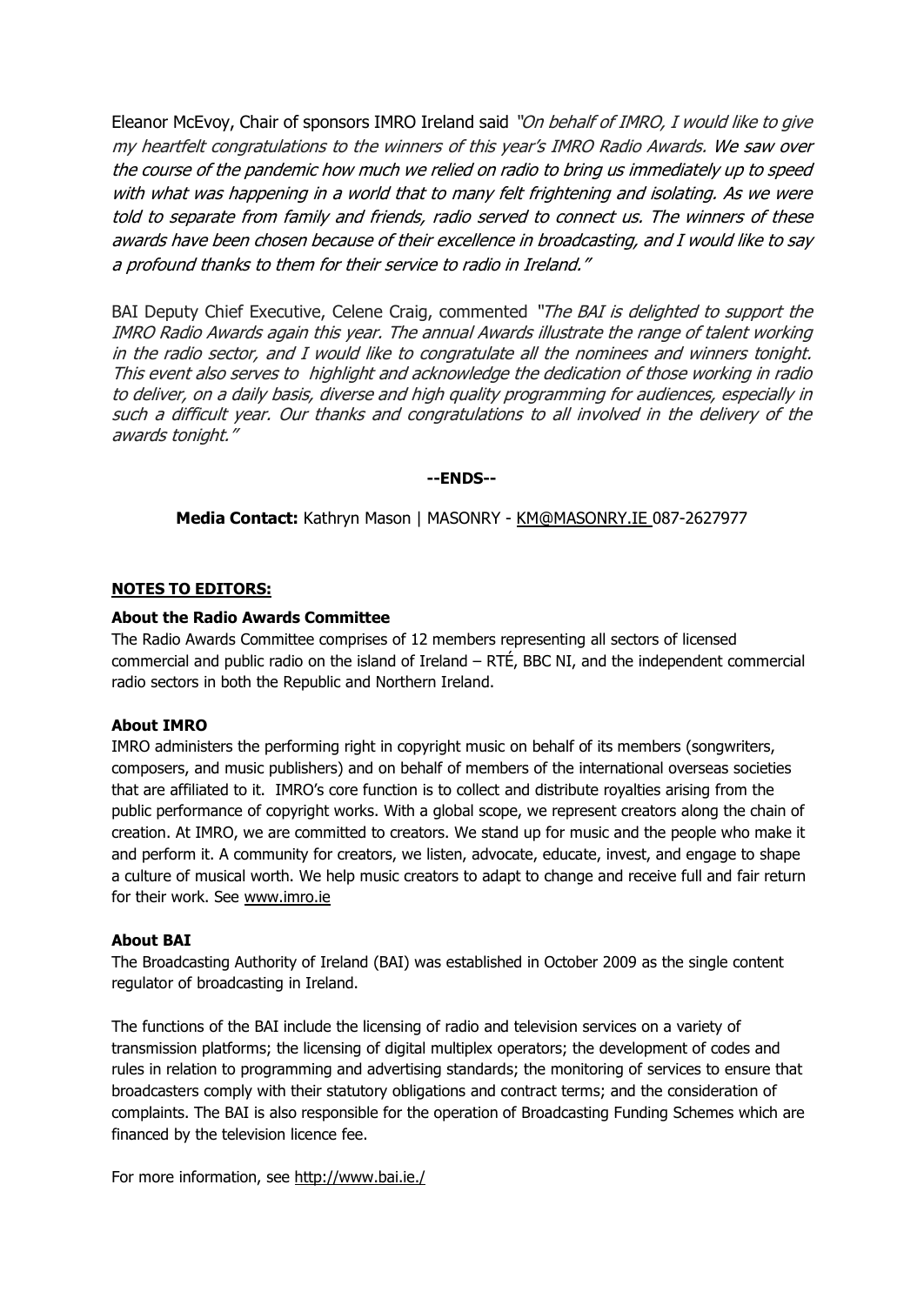Eleanor McEvoy, Chair of sponsors IMRO Ireland said *"On behalf of IMRO, I would like to give my heartfelt congratulations to the winners of this year's IMRO Radio Awards. We saw over the course of the pandemic how much we relied on radio to bring us immediately up to speed with what was happening in a world that to many felt frightening and isolating. As we were told to separate from family and friends, radio served to connect us. The winners of these awards have been chosen because of their excellence in broadcasting, and I would like to say a profound thanks to them for their service to radio in Ireland."*

BAI Deputy Chief Executive, Celene Craig, commented *"The BAI is delighted to support the IMRO Radio Awards again this year. The annual Awards illustrate the range of talent working in the radio sector, and I would like to congratulate all the nominees and winners tonight. This event also serves to highlight and acknowledge the dedication of those working in radio to deliver, on a daily basis, diverse and high quality programming for audiences, especially in such a difficult year. Our thanks and congratulations to all involved in the delivery of the awards tonight."*

**--ENDS--**

**Media Contact:** Kathryn Mason | MASONRY - KM@MASONRY.IE 087-2627977

**NOTES TO EDITORS:**

**About the Radio Awards Committee**

The Radio Awards Committee comprises of 12 members representing all sectors of licensed commercial and public radio on the island of Ireland – RTÉ, BBC NI, and the independent commercial radio sectors in both the Republic and Northern Ireland.

**About IMRO**

IMRO administers the performing right in copyright music on behalf of its members (songwriters, composers, and music publishers) and on behalf of members of the international overseas societies that are affiliated to it. IMRO's core function is to collect and distribute royalties arising from the public performance of copyright works. With a global scope, we represent creators along the chain of creation. At IMRO, we are committed to creators. We stand up for music and the people who make it and perform it. A community for creators, we listen, advocate, educate, invest, and engage to shape a culture of musical worth. We help music creators to adapt to change and receive full and fair return for their work. See www.imro.ie

**About BAI**

The Broadcasting Authority of Ireland (BAI) was established in October 2009 as the single content regulator of broadcasting in Ireland.

The functions of the BAI include the licensing of radio and television services on a variety of transmission platforms; the licensing of digital multiplex operators; the development of codes and rules in relation to programming and advertising standards; the monitoring of services to ensure that broadcasters comply with their statutory obligations and contract terms; and the consideration of complaints. The BAI is also responsible for the operation of Broadcasting Funding Schemes which are financed by the television licence fee.

For more information, see http://www.bai.ie./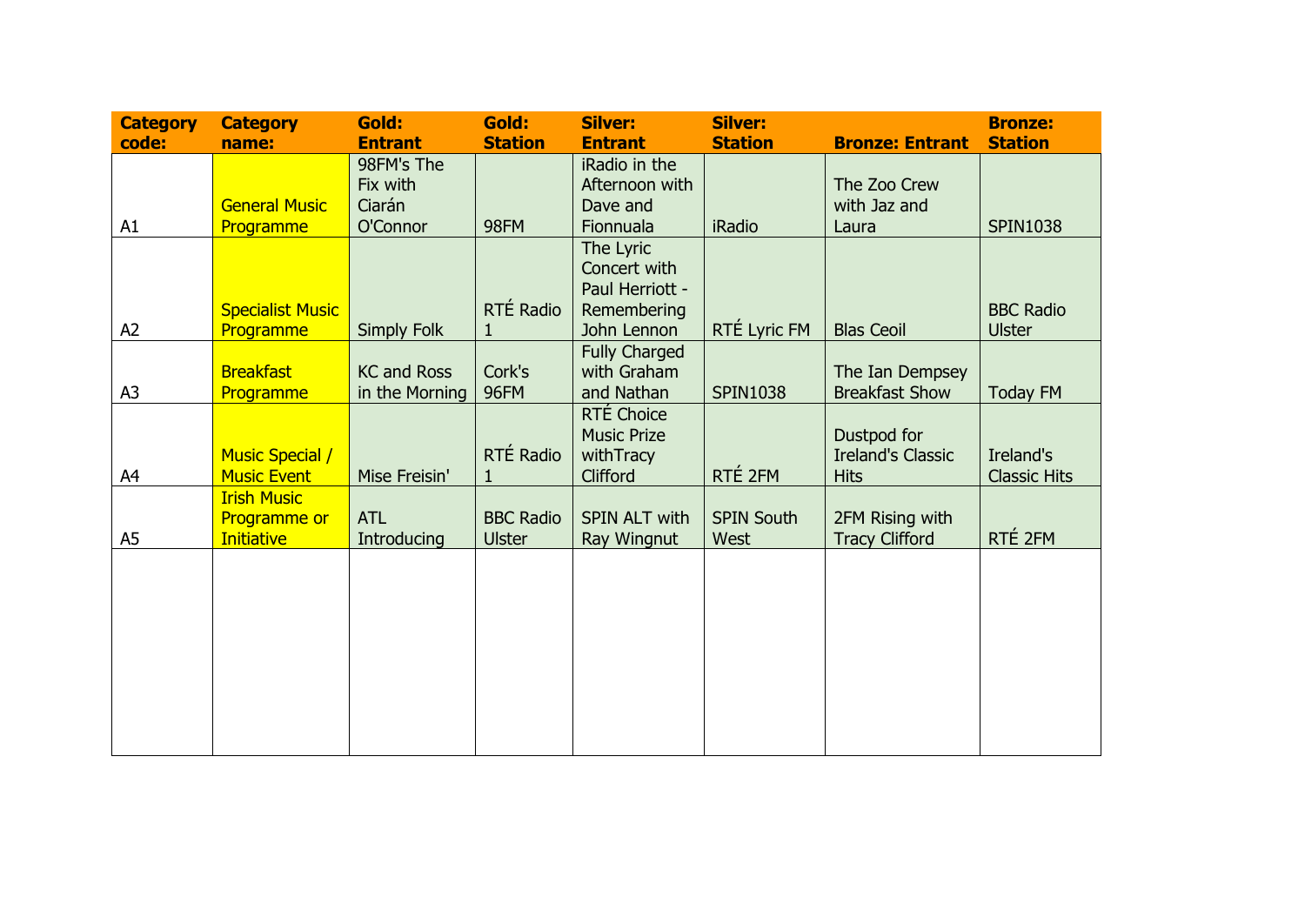| Category code: | Category name: | Gold: Entrant | Gold: Station | Silver: Entrant | Silver: Station | Bronze: Entrant | Bronze: Station |
|---|---|---|---|---|---|---|---|
| A1 | General Music Programme | 98FM's The Fix with Ciarán O'Connor | 98FM | iRadio in the Afternoon with Dave and Fionnuala | iRadio | The Zoo Crew with Jaz and Laura | SPIN1038 |
| A2 | Specialist Music Programme | Simply Folk | RTÉ Radio 1 | The Lyric Concert with Paul Herriott - Remembering John Lennon | RTÉ Lyric FM | Blas Ceoil | BBC Radio Ulster |
| A3 | Breakfast Programme | KC and Ross in the Morning | Cork's 96FM | Fully Charged with Graham and Nathan | SPIN1038 | The Ian Dempsey Breakfast Show | Today FM |
| A4 | Music Special / Music Event | Mise Freisin' | RTÉ Radio 1 | RTÉ Choice Music Prize withTracy Clifford | RTÉ 2FM | Dustpod for Ireland's Classic Hits | Ireland's Classic Hits |
| A5 | Irish Music Programme or Initiative | ATL Introducing | BBC Radio Ulster | SPIN ALT with Ray Wingnut | SPIN South West | 2FM Rising with Tracy Clifford | RTÉ 2FM |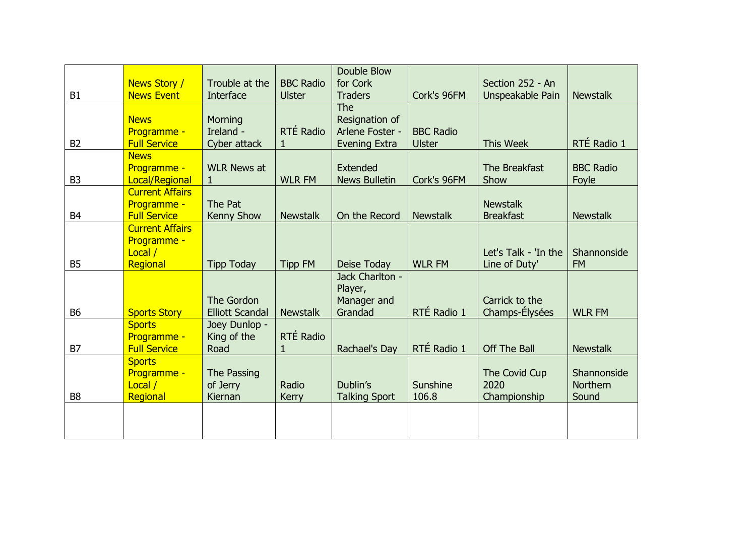| | | | | | | | |
|---|---|---|---|---|---|---|---|
| B1 | News Story / News Event | Trouble at the Interface | BBC Radio Ulster | Double Blow for Cork Traders | Cork's 96FM | Section 252 - An Unspeakable Pain | Newstalk |
| B2 | News Programme - Full Service | Morning Ireland - Cyber attack | RTÉ Radio 1 | The Resignation of Arlene Foster - Evening Extra | BBC Radio Ulster | This Week | RTÉ Radio 1 |
| B3 | News Programme - Local/Regional | WLR News at 1 | WLR FM | Extended News Bulletin | Cork's 96FM | The Breakfast Show | BBC Radio Foyle |
| B4 | Current Affairs Programme - Full Service | The Pat Kenny Show | Newstalk | On the Record | Newstalk | Newstalk Breakfast | Newstalk |
| B5 | Current Affairs Programme - Local / Regional | Tipp Today | Tipp FM | Deise Today | WLR FM | Let's Talk - 'In the Line of Duty' | Shannonside FM |
| B6 | Sports Story | The Gordon Elliott Scandal | Newstalk | Jack Charlton - Player, Manager and Grandad | RTÉ Radio 1 | Carrick to the Champs-Élysées | WLR FM |
| B7 | Sports Programme - Full Service | Joey Dunlop - King of the Road | RTÉ Radio 1 | Rachael's Day | RTÉ Radio 1 | Off The Ball | Newstalk |
| B8 | Sports Programme - Local / Regional | The Passing of Jerry Kiernan | Radio Kerry | Dublin's Talking Sport | Sunshine 106.8 | The Covid Cup 2020 Championship | Shannonside Northern Sound |
| | | | | | | | |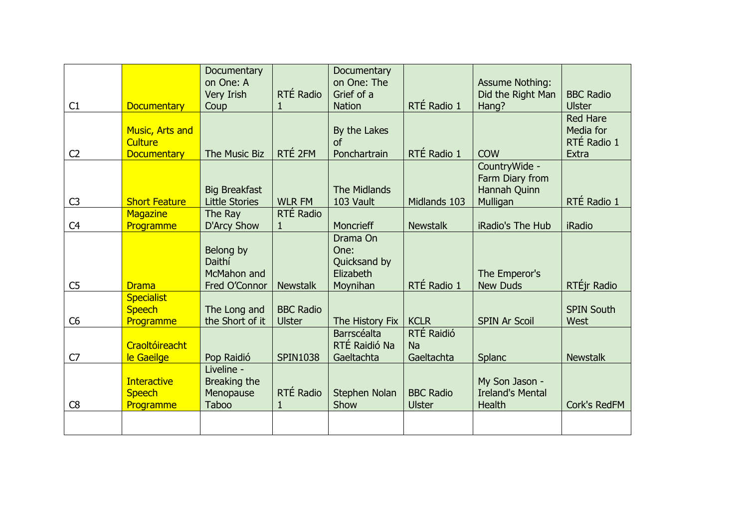| | | | | | | | |
|---|---|---|---|---|---|---|---|
| C1 | Documentary | Documentary on One: A Very Irish Coup | RTÉ Radio 1 | Documentary on One: The Grief of a Nation | RTÉ Radio 1 | Assume Nothing: Did the Right Man Hang? | BBC Radio Ulster |
| C2 | Music, Arts and Culture Documentary | The Music Biz | RTÉ 2FM | By the Lakes of Ponchartrain | RTÉ Radio 1 | COW | Red Hare Media for RTÉ Radio 1 Extra |
| C3 | Short Feature | Big Breakfast Little Stories | WLR FM | The Midlands 103 Vault | Midlands 103 | CountryWide - Farm Diary from Hannah Quinn Mulligan | RTÉ Radio 1 |
| C4 | Magazine Programme | The Ray D'Arcy Show | RTÉ Radio 1 | Moncrieff | Newstalk | iRadio's The Hub | iRadio |
| C5 | Drama | Belong by Daithí McMahon and Fred O'Connor | Newstalk | Drama On One: Quicksand by Elizabeth Moynihan | RTÉ Radio 1 | The Emperor's New Duds | RTÉjr Radio |
| C6 | Specialist Speech Programme | The Long and the Short of it | BBC Radio Ulster | The History Fix | KCLR | SPIN Ar Scoil | SPIN South West |
| C7 | Craoltóireacht le Gaeilge | Pop Raidió | SPIN1038 | Barrscéalta RTÉ Raidió Na Gaeltachta | RTÉ Raidió Na Gaeltachta | Splanc | Newstalk |
| C8 | Interactive Speech Programme | Liveline - Breaking the Menopause Taboo | RTÉ Radio 1 | Stephen Nolan Show | BBC Radio Ulster | My Son Jason - Ireland's Mental Health | Cork's RedFM |
| | | | | | | | |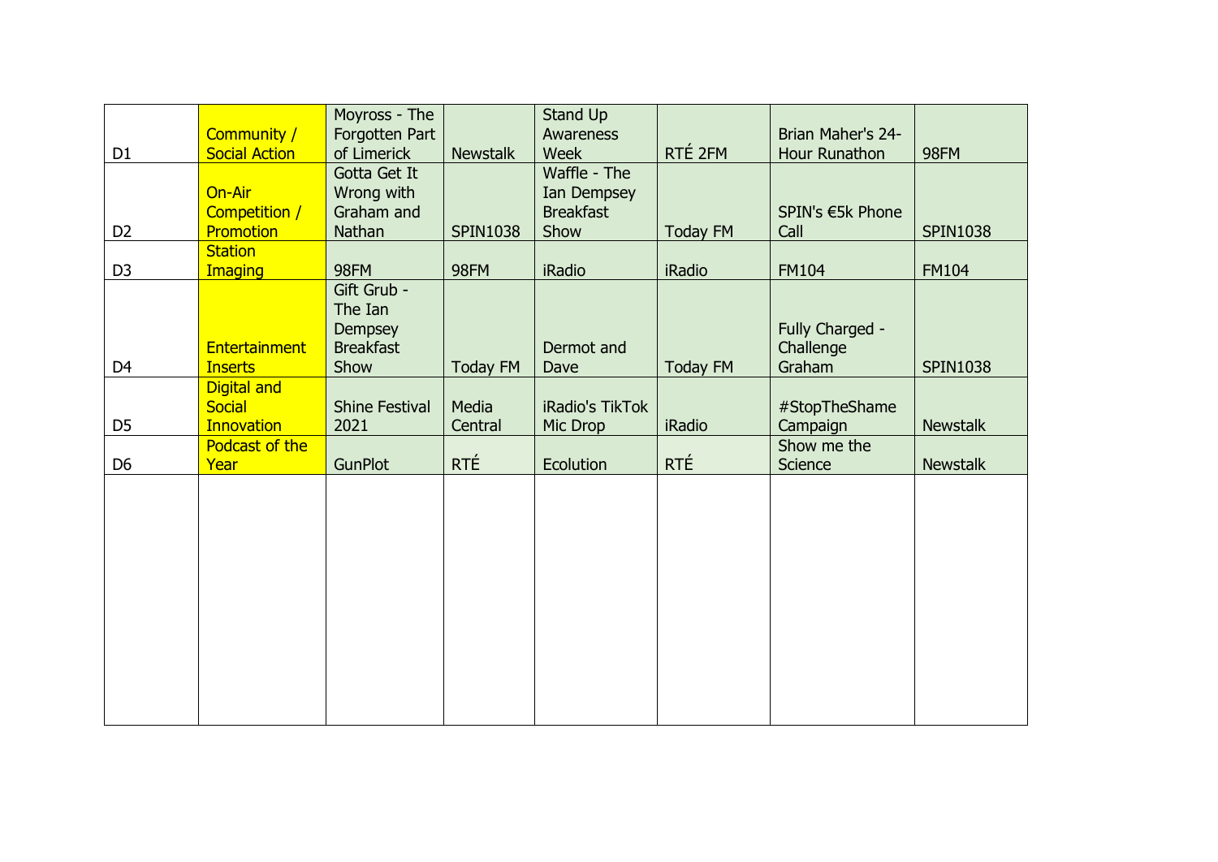| | | | | | | | |
|---|---|---|---|---|---|---|---|
| D1 | Community / Social Action | Moyross - The Forgotten Part of Limerick | Newstalk | Stand Up Awareness Week | RTÉ 2FM | Brian Maher's 24-Hour Runathon | 98FM |
| D2 | On-Air Competition / Promotion | Gotta Get It Wrong with Graham and Nathan | SPIN1038 | Waffle - The Ian Dempsey Breakfast Show | Today FM | SPIN's €5k Phone Call | SPIN1038 |
| D3 | Station Imaging | 98FM | 98FM | iRadio | iRadio | FM104 | FM104 |
| D4 | Entertainment Inserts | Gift Grub - The Ian Dempsey Breakfast Show | Today FM | Dermot and Dave | Today FM | Fully Charged - Challenge Graham | SPIN1038 |
| D5 | Digital and Social Innovation | Shine Festival 2021 | Media Central | iRadio's TikTok Mic Drop | iRadio | #StopTheShame Campaign | Newstalk |
| D6 | Podcast of the Year | GunPlot | RTÉ | Ecolution | RTÉ | Show me the Science | Newstalk |
| | | | | | | | |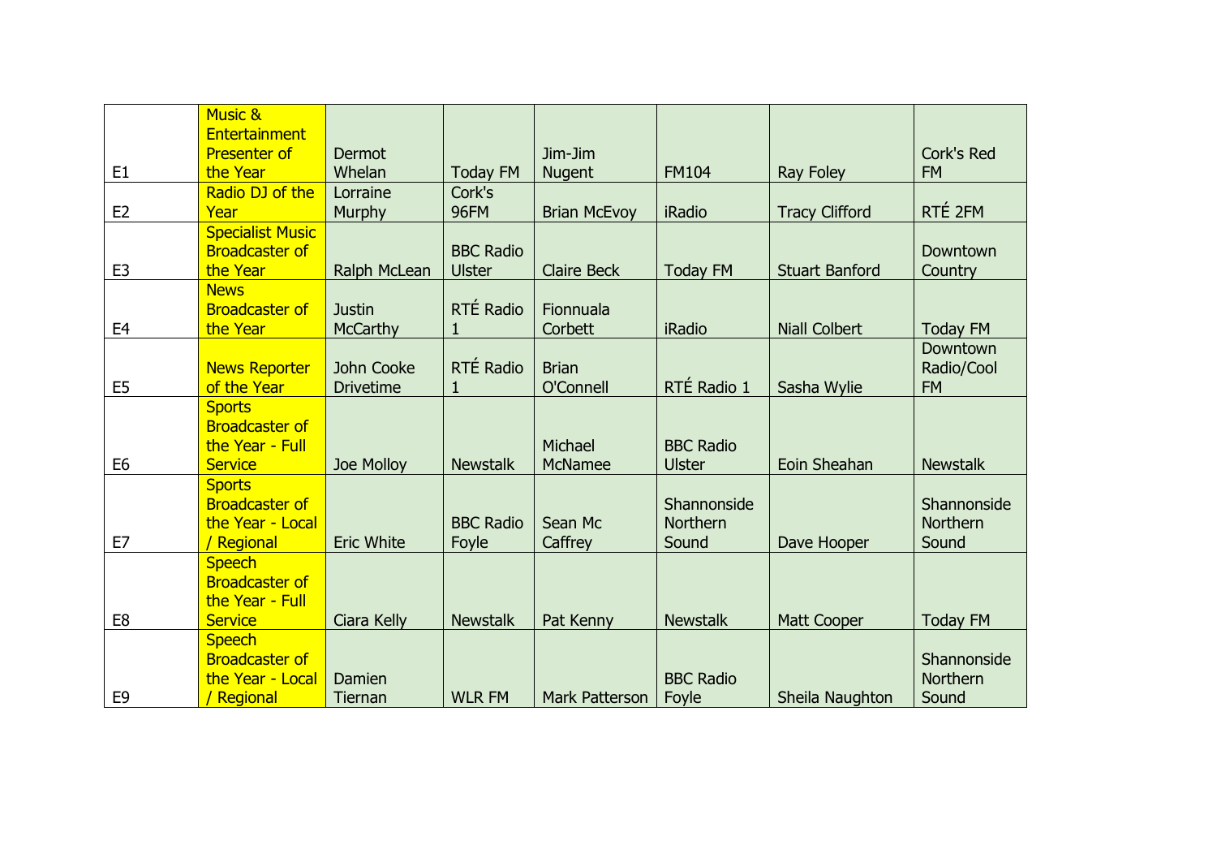| E1 | Music & Entertainment Presenter of the Year | Dermot Whelan | Today FM | Jim-Jim Nugent | FM104 | Ray Foley | Cork's Red FM |
|---|---|---|---|---|---|---|---|
| E2 | Radio DJ of the Year | Lorraine Murphy | Cork's 96FM | Brian McEvoy | iRadio | Tracy Clifford | RTÉ 2FM |
| E3 | Specialist Music Broadcaster of the Year | Ralph McLean | BBC Radio Ulster | Claire Beck | Today FM | Stuart Banford | Downtown Country |
| E4 | News Broadcaster of the Year | Justin McCarthy | RTÉ Radio 1 | Fionnuala Corbett | iRadio | Niall Colbert | Today FM |
| E5 | News Reporter of the Year | John Cooke Drivetime | RTÉ Radio 1 | Brian O'Connell | RTÉ Radio 1 | Sasha Wylie | Downtown Radio/Cool FM |
| E6 | Sports Broadcaster of the Year - Full Service | Joe Molloy | Newstalk | Michael McNamee | BBC Radio Ulster | Eoin Sheahan | Newstalk |
| E7 | Sports Broadcaster of the Year - Local / Regional | Eric White | BBC Radio Foyle | Sean Mc Caffrey | Shannonside Northern Sound | Dave Hooper | Shannonside Northern Sound |
| E8 | Speech Broadcaster of the Year - Full Service | Ciara Kelly | Newstalk | Pat Kenny | Newstalk | Matt Cooper | Today FM |
| E9 | Speech Broadcaster of the Year - Local / Regional | Damien Tiernan | WLR FM | Mark Patterson | BBC Radio Foyle | Sheila Naughton | Shannonside Northern Sound |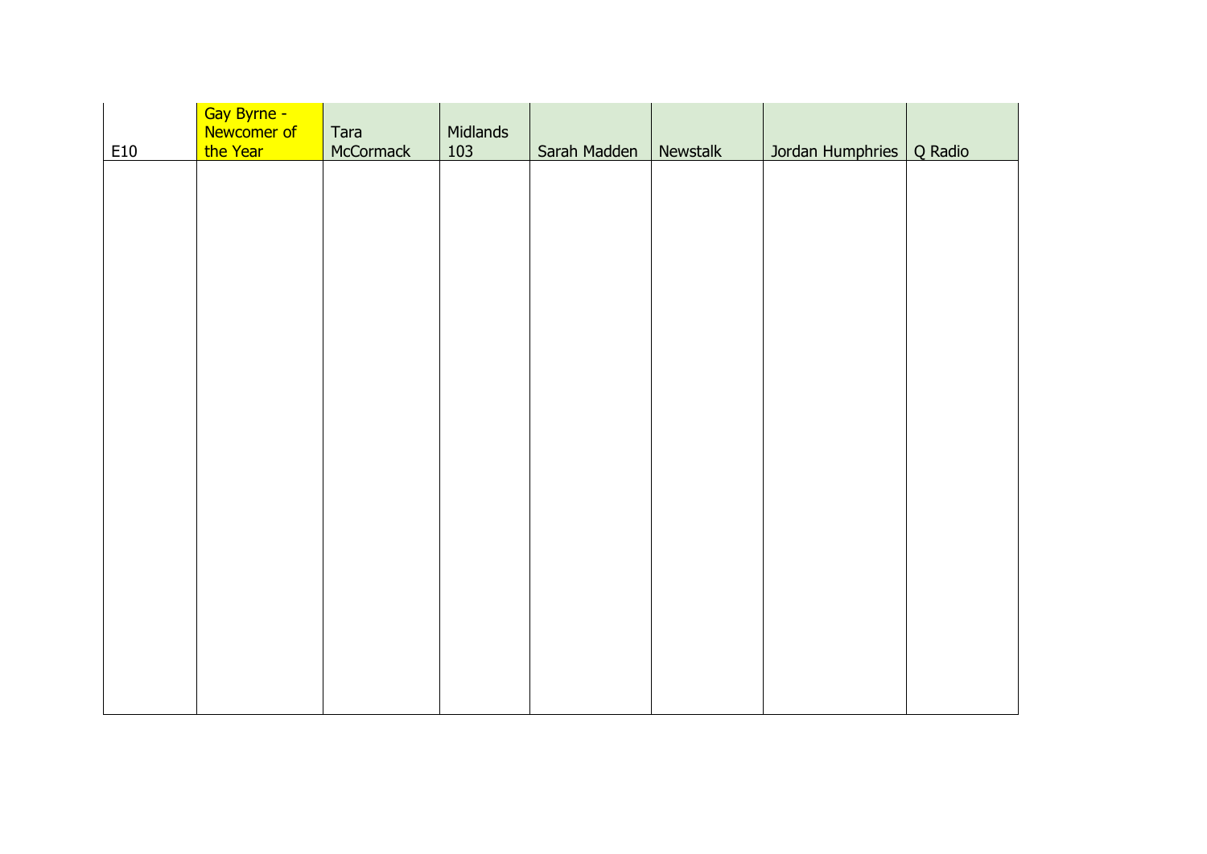| E10 | Gay Byrne - Newcomer of the Year | Tara McCormack | Midlands 103 | Sarah Madden | Newstalk | Jordan Humphries | Q Radio |
|---|---|---|---|---|---|---|---|
| | | | | | | | |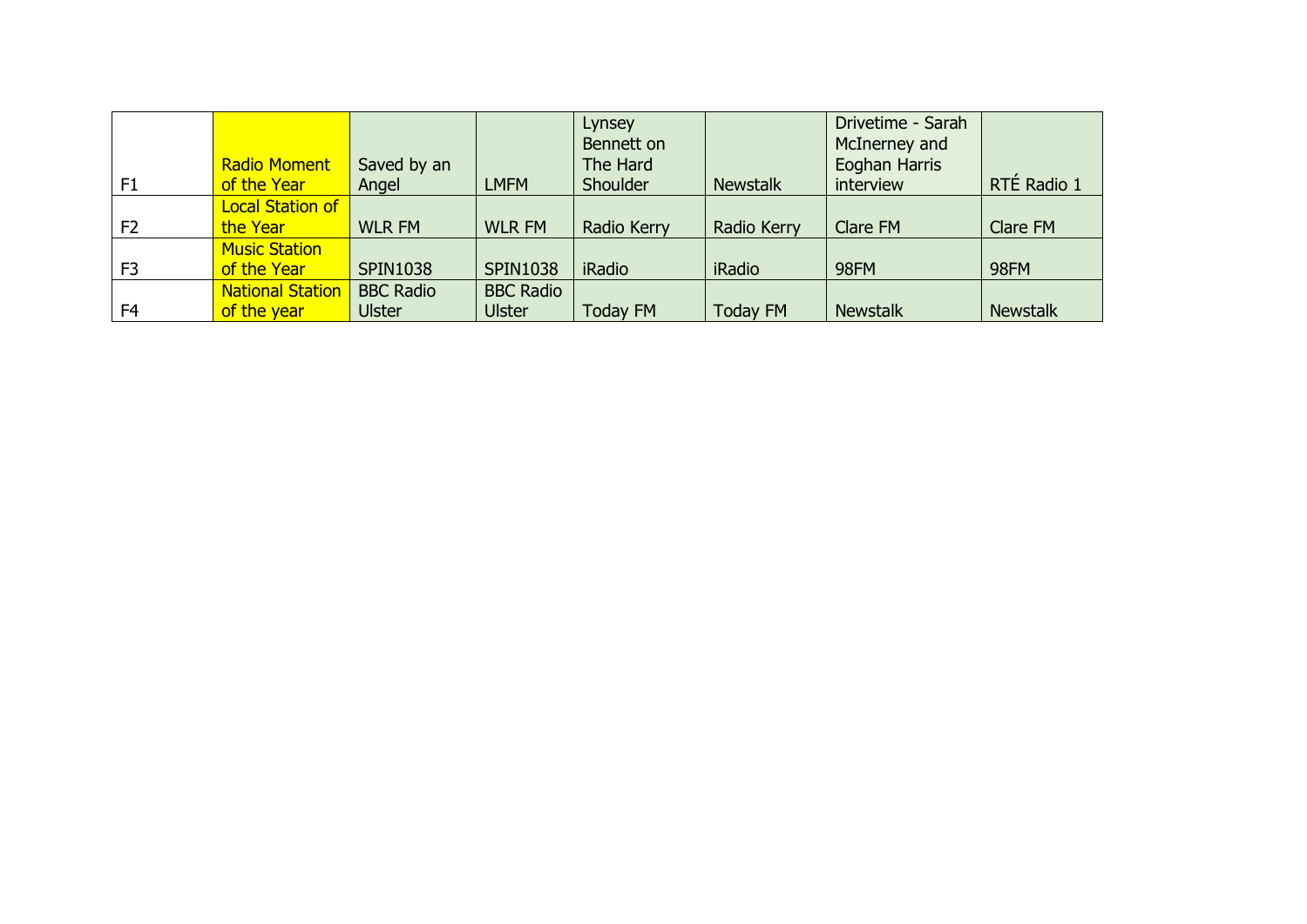| | | | | | | | |
|---|---|---|---|---|---|---|---|
| F1 | Radio Moment of the Year | Saved by an Angel | LMFM | Lynsey Bennett on The Hard Shoulder | Newstalk | Drivetime - Sarah McInerney and Eoghan Harris interview | RTÉ Radio 1 |
| F2 | Local Station of the Year | WLR FM | WLR FM | Radio Kerry | Radio Kerry | Clare FM | Clare FM |
| F3 | Music Station of the Year | SPIN1038 | SPIN1038 | iRadio | iRadio | 98FM | 98FM |
| F4 | National Station of the year | BBC Radio Ulster | BBC Radio Ulster | Today FM | Today FM | Newstalk | Newstalk |